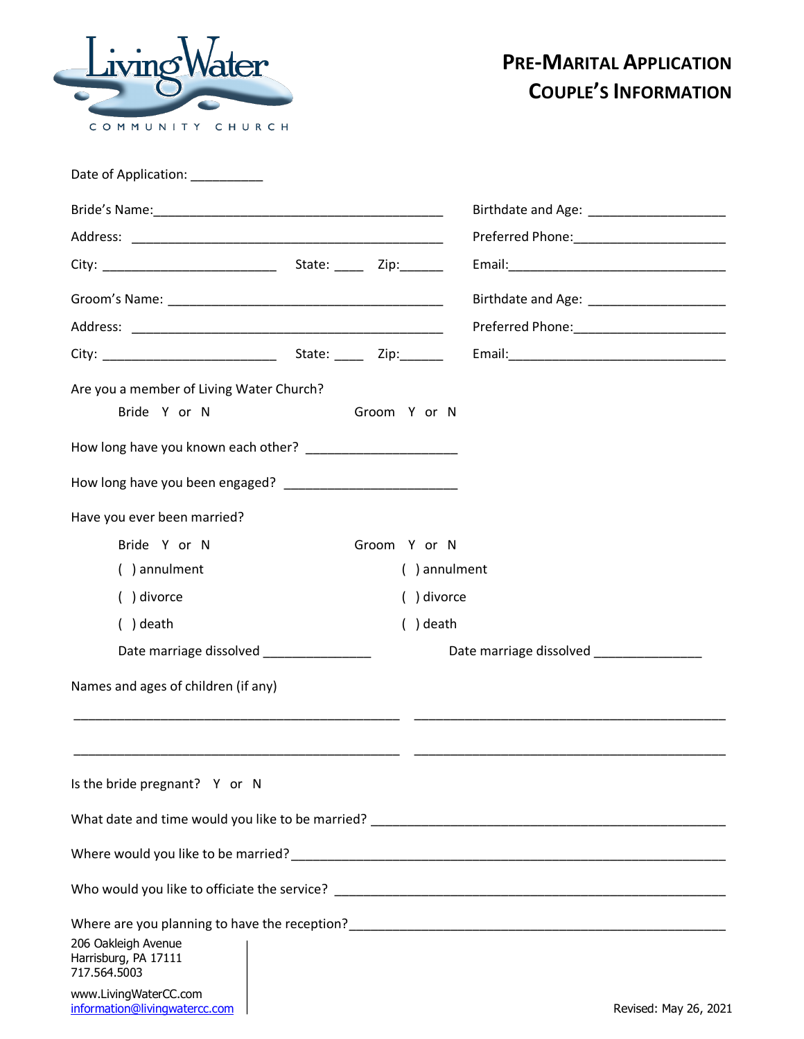Living Water

COMMUNITY CHURCH

# PRE-MARITAL APPLICATION
# COUPLE'S INFORMATION

Date of Application: __________

Bride's Name:________________________________________ Birthdate and Age: ___________________

Address: ____________________________________________ Preferred Phone:_____________________

City: ________________________ State: ____ Zip:______ Email:______________________________

Groom's Name: ______________________________________ Birthdate and Age: ___________________

Address: ____________________________________________ Preferred Phone:_____________________

City: ________________________ State: ____ Zip:______ Email:______________________________

Are you a member of Living Water Church?

Bride Y or N Groom Y or N

How long have you known each other? ____________________

How long have you been engaged? _______________________

Have you ever been married?

| Bride Y or N | Groom Y or N |
|---|---|
| ( ) annulment | ( ) annulment |
| ( ) divorce | ( ) divorce |
| ( ) death | ( ) death |
| Date marriage dissolved ______________ | Date marriage dissolved ______________ |

Names and ages of children (if any)

_____________________________________________ _____________________________________________

_____________________________________________ _____________________________________________

Is the bride pregnant? Y or N

What date and time would you like to be married? ________________________________________________

Where would you like to be married?_________________________________________________________

Who would you like to officiate the service? ____________________________________________________

Where are you planning to have the reception?___________________________________________________

206 Oakleigh Avenue
Harrisburg, PA 17111
717.564.5003

www.LivingWaterCC.com
information@livingwatercc.com

Revised: May 26, 2021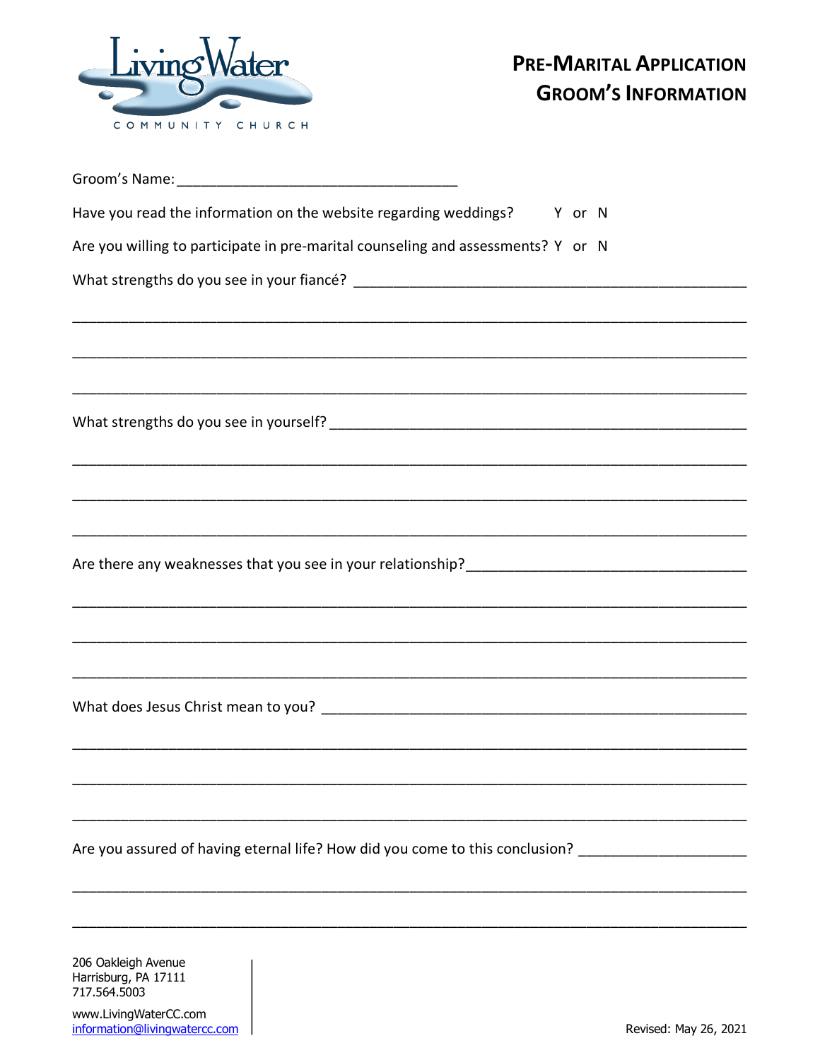# PRE-MARITAL APPLICATION
## GROOM'S INFORMATION

Groom's Name: ___________________________________

Have you read the information on the website regarding weddings? Y or N

Are you willing to participate in pre-marital counseling and assessments? Y or N

What strengths do you see in your fiancé? _______________________________________________

_____________________________________________________________________________

_____________________________________________________________________________

_____________________________________________________________________________

What strengths do you see in yourself? __________________________________________________

_____________________________________________________________________________

_____________________________________________________________________________

_____________________________________________________________________________

Are there any weaknesses that you see in your relationship?__________________________________

_____________________________________________________________________________

_____________________________________________________________________________

_____________________________________________________________________________

What does Jesus Christ mean to you? ____________________________________________________

_____________________________________________________________________________

_____________________________________________________________________________

_____________________________________________________________________________

Are you assured of having eternal life? How did you come to this conclusion? ____________________

_____________________________________________________________________________

_____________________________________________________________________________

206 Oakleigh Avenue
Harrisburg, PA 17111
717.564.5003

www.LivingWaterCC.com
information@livingwatercc.com

Revised: May 26, 2021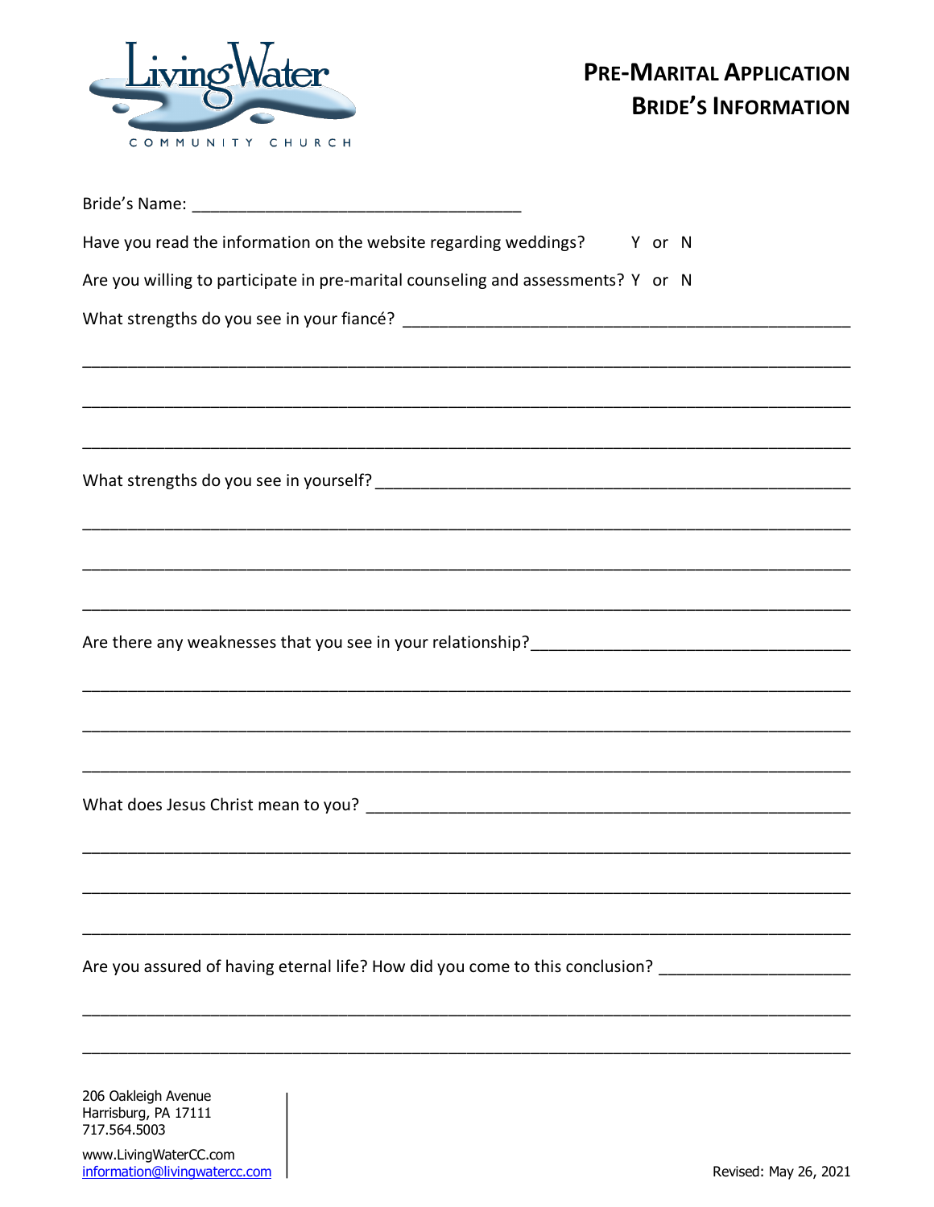Living Water COMMUNITY CHURCH

# PRE-MARITAL APPLICATION
## BRIDE'S INFORMATION

Bride's Name: ___________________________________

Have you read the information on the website regarding weddings? Y or N

Are you willing to participate in pre-marital counseling and assessments? Y or N

What strengths do you see in your fiancé? _____________________________________________

_____________________________________________________________________________

_____________________________________________________________________________

_____________________________________________________________________________

What strengths do you see in yourself? ________________________________________________

_____________________________________________________________________________

_____________________________________________________________________________

_____________________________________________________________________________

Are there any weaknesses that you see in your relationship?______________________________

_____________________________________________________________________________

_____________________________________________________________________________

_____________________________________________________________________________

What does Jesus Christ mean to you? _________________________________________________

_____________________________________________________________________________

_____________________________________________________________________________

_____________________________________________________________________________

Are you assured of having eternal life? How did you come to this conclusion? ____________________

_____________________________________________________________________________

_____________________________________________________________________________

206 Oakleigh Avenue
Harrisburg, PA 17111
717.564.5003

www.LivingWaterCC.com
information@livingwatercc.com

Revised: May 26, 2021